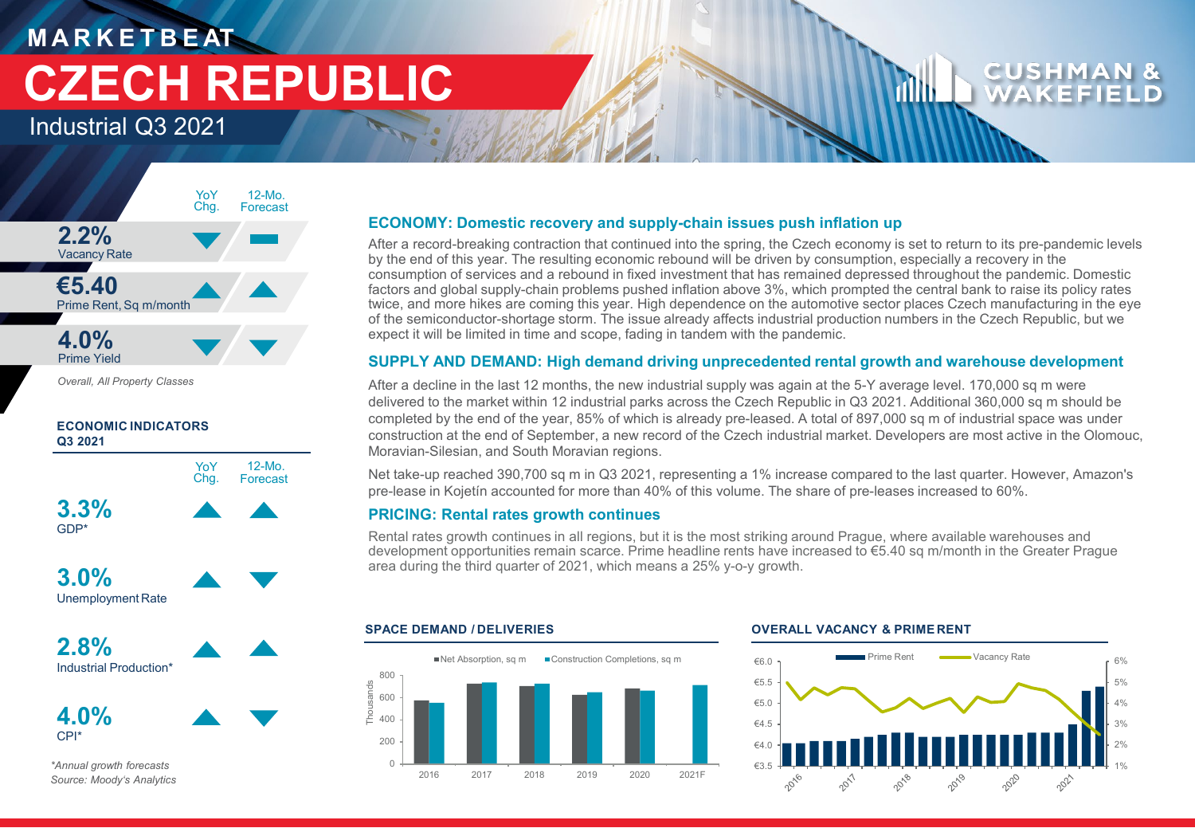# MARKETBEAT

# CZECH REPUBLIC

## Industrial Q3 2021

| | YoY Chg. | 12-Mo. Forecast |
|---|---|---|
| **2.2%** Vacancy Rate | ▼ | ▬ |
| **€5.40** Prime Rent, Sq m/month | ▲ | ▲ |
| **4.0%** Prime Yield | ▼ | ▼ |

*Overall, All Property Classes*

**ECONOMIC INDICATORS Q3 2021**

| | YoY Chg. | 12-Mo. Forecast |
|---|---|---|
| **3.3%** GDP* | ▲ | ▲ |
| **3.0%** Unemployment Rate | ▲ | ▼ |
| **2.8%** Industrial Production* | ▲ | ▲ |
| **4.0%** CPI* | ▲ | ▼ |

*\*Annual growth forecasts*
*Source: Moody's Analytics*

### ECONOMY: Domestic recovery and supply-chain issues push inflation up

After a record-breaking contraction that continued into the spring, the Czech economy is set to return to its pre-pandemic levels by the end of this year. The resulting economic rebound will be driven by consumption, especially a recovery in the consumption of services and a rebound in fixed investment that has remained depressed throughout the pandemic. Domestic factors and global supply-chain problems pushed inflation above 3%, which prompted the central bank to raise its policy rates twice, and more hikes are coming this year. High dependence on the automotive sector places Czech manufacturing in the eye of the semiconductor-shortage storm. The issue already affects industrial production numbers in the Czech Republic, but we expect it will be limited in time and scope, fading in tandem with the pandemic.

### SUPPLY AND DEMAND: High demand driving unprecedented rental growth and warehouse development

After a decline in the last 12 months, the new industrial supply was again at the 5-Y average level. 170,000 sq m were delivered to the market within 12 industrial parks across the Czech Republic in Q3 2021. Additional 360,000 sq m should be completed by the end of the year, 85% of which is already pre-leased. A total of 897,000 sq m of industrial space was under construction at the end of September, a new record of the Czech industrial market. Developers are most active in the Olomouc, Moravian-Silesian, and South Moravian regions.

Net take-up reached 390,700 sq m in Q3 2021, representing a 1% increase compared to the last quarter. However, Amazon's pre-lease in Kojetín accounted for more than 40% of this volume. The share of pre-leases increased to 60%.

### PRICING: Rental rates growth continues

Rental rates growth continues in all regions, but it is the most striking around Prague, where available warehouses and development opportunities remain scarce. Prime headline rents have increased to €5.40 sq m/month in the Greater Prague area during the third quarter of 2021, which means a 25% y-o-y growth.

**SPACE DEMAND / DELIVERIES**

**OVERALL VACANCY & PRIME RENT**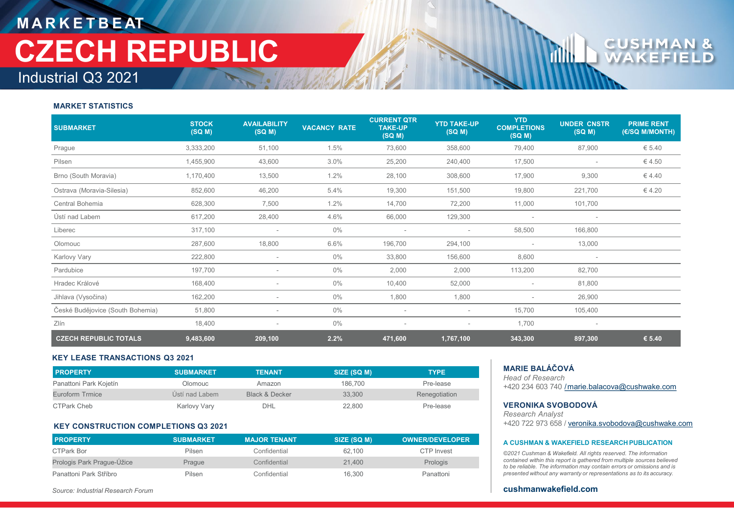# MARKETBEAT

# CZECH REPUBLIC

## Industrial Q3 2021

### MARKET STATISTICS

| SUBMARKET | STOCK (SQ M) | AVAILABILITY (SQ M) | VACANCY RATE | CURRENT QTR TAKE-UP (SQ M) | YTD TAKE-UP (SQ M) | YTD COMPLETIONS (SQ M) | UNDER CNSTR (SQ M) | PRIME RENT (€/SQ M/MONTH) |
|---|---|---|---|---|---|---|---|---|
| Prague | 3,333,200 | 51,100 | 1.5% | 73,600 | 358,600 | 79,400 | 87,900 | € 5.40 |
| Pilsen | 1,455,900 | 43,600 | 3.0% | 25,200 | 240,400 | 17,500 | - | € 4.50 |
| Brno (South Moravia) | 1,170,400 | 13,500 | 1.2% | 28,100 | 308,600 | 17,900 | 9,300 | € 4.40 |
| Ostrava (Moravia-Silesia) | 852,600 | 46,200 | 5.4% | 19,300 | 151,500 | 19,800 | 221,700 | € 4.20 |
| Central Bohemia | 628,300 | 7,500 | 1.2% | 14,700 | 72,200 | 11,000 | 101,700 | |
| Ústí nad Labem | 617,200 | 28,400 | 4.6% | 66,000 | 129,300 | - | - | |
| Liberec | 317,100 | - | 0% | - | - | 58,500 | 166,800 | |
| Olomouc | 287,600 | 18,800 | 6.6% | 196,700 | 294,100 | - | 13,000 | |
| Karlovy Vary | 222,800 | - | 0% | 33,800 | 156,600 | 8,600 | - | |
| Pardubice | 197,700 | - | 0% | 2,000 | 2,000 | 113,200 | 82,700 | |
| Hradec Králové | 168,400 | - | 0% | 10,400 | 52,000 | - | 81,800 | |
| Jihlava (Vysočina) | 162,200 | - | 0% | 1,800 | 1,800 | - | 26,900 | |
| České Budějovice (South Bohemia) | 51,800 | - | 0% | - | - | 15,700 | 105,400 | |
| Zlín | 18,400 | - | 0% | - | - | 1,700 | - | |
| **CZECH REPUBLIC TOTALS** | **9,483,600** | **209,100** | **2.2%** | **471,600** | **1,767,100** | **343,300** | **897,300** | **€ 5.40** |

### KEY LEASE TRANSACTIONS Q3 2021

| PROPERTY | SUBMARKET | TENANT | SIZE (SQ M) | TYPE |
|---|---|---|---|---|
| Panattoni Park Kojetín | Olomouc | Amazon | 186,700 | Pre-lease |
| Euroform Trmice | Ústí nad Labem | Black & Decker | 33,300 | Renegotiation |
| CTPark Cheb | Karlovy Vary | DHL | 22,800 | Pre-lease |

### KEY CONSTRUCTION COMPLETIONS Q3 2021

| PROPERTY | SUBMARKET | MAJOR TENANT | SIZE (SQ M) | OWNER/DEVELOPER |
|---|---|---|---|---|
| CTPark Bor | Pilsen | Confidential | 62,100 | CTP Invest |
| Prologis Park Prague-Úžice | Prague | Confidential | 21,400 | Prologis |
| Panattoni Park Stříbro | Pilsen | Confidential | 16,300 | Panattoni |

*Source: Industrial Research Forum*

**MARIE BALÁČOVÁ**
*Head of Research*
+420 234 603 740 / marie.balacova@cushwake.com

**VERONIKA SVOBODOVÁ**
*Research Analyst*
+420 722 973 658 / veronika.svobodova@cushwake.com

**A CUSHMAN & WAKEFIELD RESEARCH PUBLICATION**

*©2021 Cushman & Wakefield. All rights reserved. The information contained within this report is gathered from multiple sources believed to be reliable. The information may contain errors or omissions and is presented without any warranty or representations as to its accuracy.*

**cushmanwakefield.com**